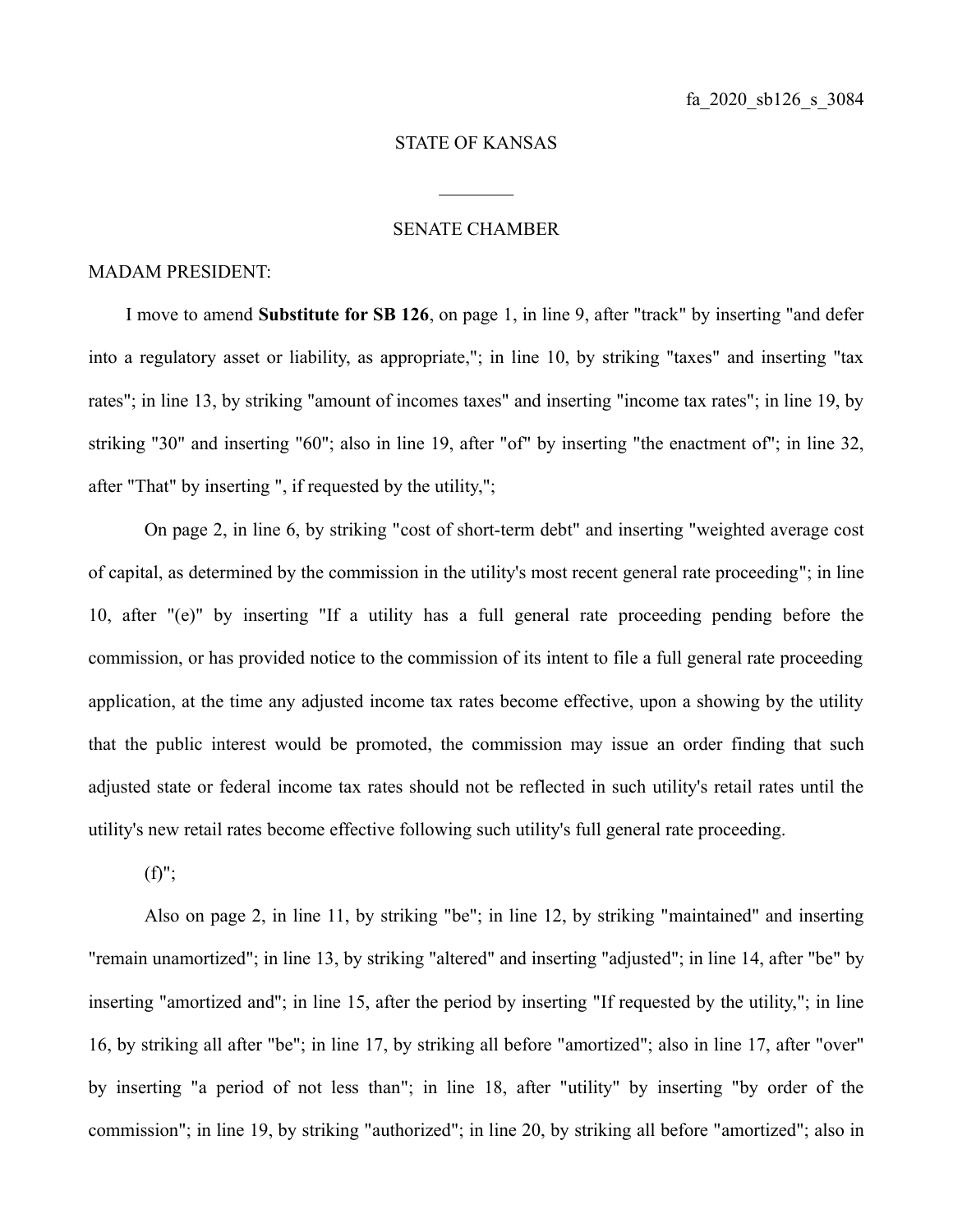fa_2020_sb126_s_3084

STATE OF KANSAS

________

SENATE CHAMBER

MADAM PRESIDENT:

I move to amend **Substitute for SB 126**, on page 1, in line 9, after "track" by inserting "and defer into a regulatory asset or liability, as appropriate,"; in line 10, by striking "taxes" and inserting "tax rates"; in line 13, by striking "amount of incomes taxes" and inserting "income tax rates"; in line 19, by striking "30" and inserting "60"; also in line 19, after "of" by inserting "the enactment of"; in line 32, after "That" by inserting ", if requested by the utility,";

On page 2, in line 6, by striking "cost of short-term debt" and inserting "weighted average cost of capital, as determined by the commission in the utility's most recent general rate proceeding"; in line 10, after "(e)" by inserting "If a utility has a full general rate proceeding pending before the commission, or has provided notice to the commission of its intent to file a full general rate proceeding application, at the time any adjusted income tax rates become effective, upon a showing by the utility that the public interest would be promoted, the commission may issue an order finding that such adjusted state or federal income tax rates should not be reflected in such utility's retail rates until the utility's new retail rates become effective following such utility's full general rate proceeding.

(f)";

Also on page 2, in line 11, by striking "be"; in line 12, by striking "maintained" and inserting "remain unamortized"; in line 13, by striking "altered" and inserting "adjusted"; in line 14, after "be" by inserting "amortized and"; in line 15, after the period by inserting "If requested by the utility,"; in line 16, by striking all after "be"; in line 17, by striking all before "amortized"; also in line 17, after "over" by inserting "a period of not less than"; in line 18, after "utility" by inserting "by order of the commission"; in line 19, by striking "authorized"; in line 20, by striking all before "amortized"; also in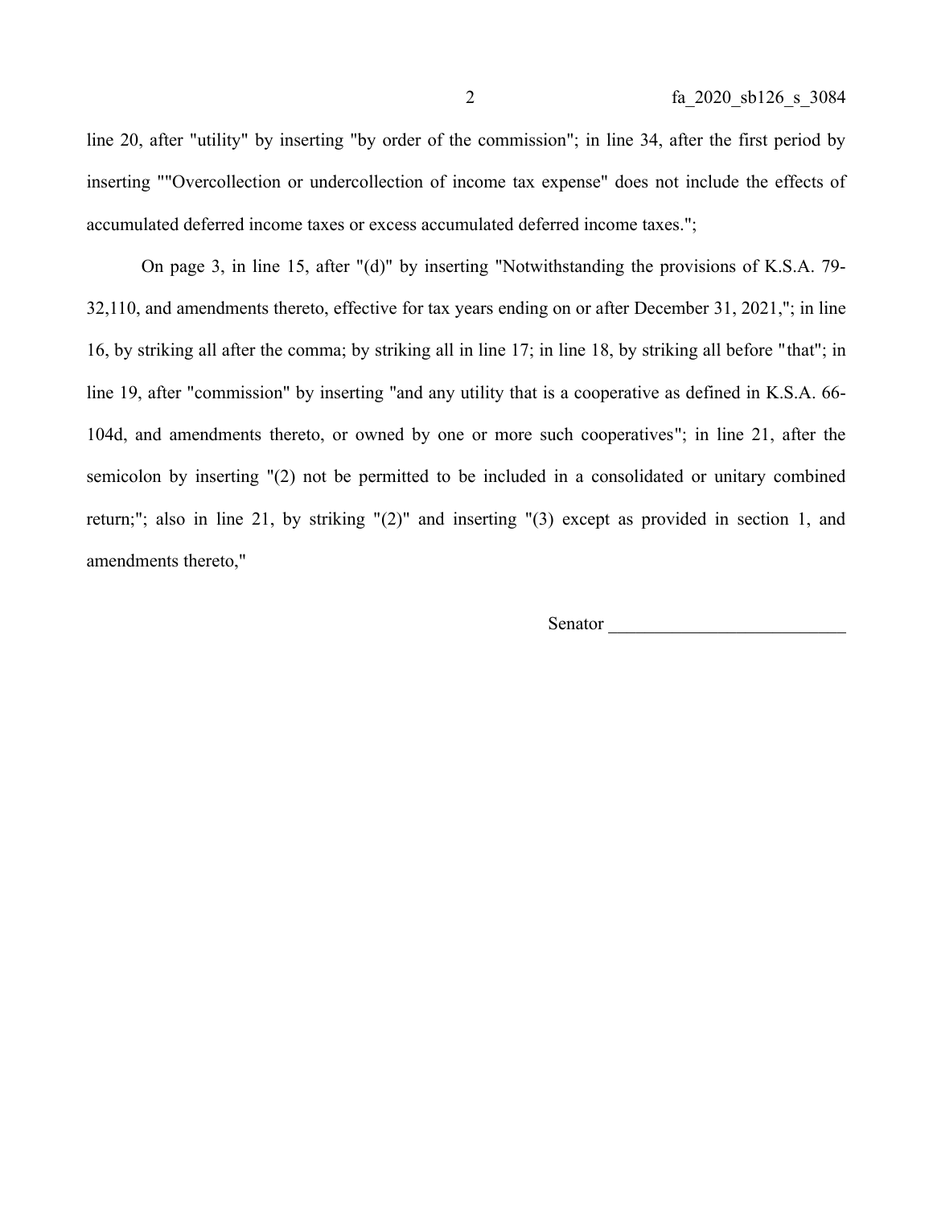line 20, after "utility" by inserting "by order of the commission"; in line 34, after the first period by inserting ""Overcollection or undercollection of income tax expense" does not include the effects of accumulated deferred income taxes or excess accumulated deferred income taxes.";

On page 3, in line 15, after "(d)" by inserting "Notwithstanding the provisions of K.S.A. 79-32,110, and amendments thereto, effective for tax years ending on or after December 31, 2021,"; in line 16, by striking all after the comma; by striking all in line 17; in line 18, by striking all before "that"; in line 19, after "commission" by inserting "and any utility that is a cooperative as defined in K.S.A. 66-104d, and amendments thereto, or owned by one or more such cooperatives"; in line 21, after the semicolon by inserting "(2) not be permitted to be included in a consolidated or unitary combined return;"; also in line 21, by striking "(2)" and inserting "(3) except as provided in section 1, and amendments thereto,"

Senator ___________________________